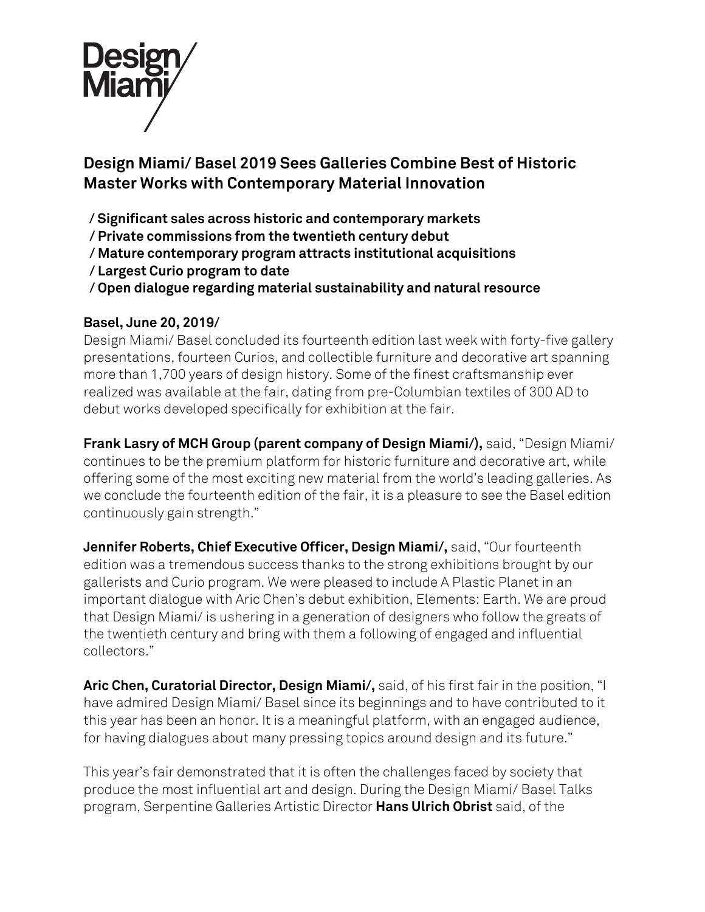Design Miami/

# Design Miami/ Basel 2019 Sees Galleries Combine Best of Historic Master Works with Contemporary Material Innovation

**/ Significant sales across historic and contemporary markets**
**/ Private commissions from the twentieth century debut**
**/ Mature contemporary program attracts institutional acquisitions**
**/ Largest Curio program to date**
**/ Open dialogue regarding material sustainability and natural resource**

**Basel, June 20, 2019/**
Design Miami/ Basel concluded its fourteenth edition last week with forty-five gallery presentations, fourteen Curios, and collectible furniture and decorative art spanning more than 1,700 years of design history. Some of the finest craftsmanship ever realized was available at the fair, dating from pre-Columbian textiles of 300 AD to debut works developed specifically for exhibition at the fair.

**Frank Lasry of MCH Group (parent company of Design Miami/),** said, "Design Miami/ continues to be the premium platform for historic furniture and decorative art, while offering some of the most exciting new material from the world's leading galleries. As we conclude the fourteenth edition of the fair, it is a pleasure to see the Basel edition continuously gain strength."

**Jennifer Roberts, Chief Executive Officer, Design Miami/,** said, "Our fourteenth edition was a tremendous success thanks to the strong exhibitions brought by our gallerists and Curio program. We were pleased to include A Plastic Planet in an important dialogue with Aric Chen's debut exhibition, Elements: Earth. We are proud that Design Miami/ is ushering in a generation of designers who follow the greats of the twentieth century and bring with them a following of engaged and influential collectors."

**Aric Chen, Curatorial Director, Design Miami/,** said, of his first fair in the position, "I have admired Design Miami/ Basel since its beginnings and to have contributed to it this year has been an honor. It is a meaningful platform, with an engaged audience, for having dialogues about many pressing topics around design and its future."

This year's fair demonstrated that it is often the challenges faced by society that produce the most influential art and design. During the Design Miami/ Basel Talks program, Serpentine Galleries Artistic Director **Hans Ulrich Obrist** said, of the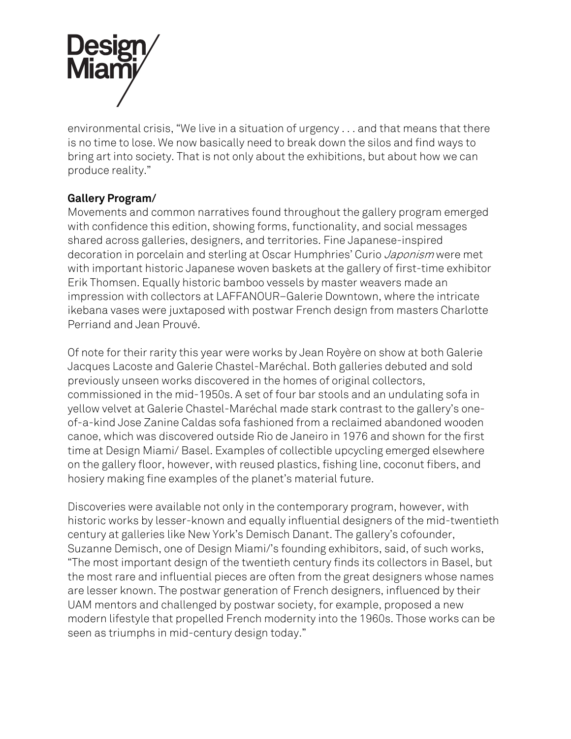environmental crisis, "We live in a situation of urgency . . . and that means that there is no time to lose. We now basically need to break down the silos and find ways to bring art into society. That is not only about the exhibitions, but about how we can produce reality."

**Gallery Program/**

Movements and common narratives found throughout the gallery program emerged with confidence this edition, showing forms, functionality, and social messages shared across galleries, designers, and territories. Fine Japanese-inspired decoration in porcelain and sterling at Oscar Humphries' Curio *Japonism* were met with important historic Japanese woven baskets at the gallery of first-time exhibitor Erik Thomsen. Equally historic bamboo vessels by master weavers made an impression with collectors at LAFFANOUR–Galerie Downtown, where the intricate ikebana vases were juxtaposed with postwar French design from masters Charlotte Perriand and Jean Prouvé.

Of note for their rarity this year were works by Jean Royère on show at both Galerie Jacques Lacoste and Galerie Chastel-Maréchal. Both galleries debuted and sold previously unseen works discovered in the homes of original collectors, commissioned in the mid-1950s. A set of four bar stools and an undulating sofa in yellow velvet at Galerie Chastel-Maréchal made stark contrast to the gallery's one-of-a-kind Jose Zanine Caldas sofa fashioned from a reclaimed abandoned wooden canoe, which was discovered outside Rio de Janeiro in 1976 and shown for the first time at Design Miami/ Basel. Examples of collectible upcycling emerged elsewhere on the gallery floor, however, with reused plastics, fishing line, coconut fibers, and hosiery making fine examples of the planet's material future.

Discoveries were available not only in the contemporary program, however, with historic works by lesser-known and equally influential designers of the mid-twentieth century at galleries like New York's Demisch Danant. The gallery's cofounder, Suzanne Demisch, one of Design Miami/'s founding exhibitors, said, of such works, "The most important design of the twentieth century finds its collectors in Basel, but the most rare and influential pieces are often from the great designers whose names are lesser known. The postwar generation of French designers, influenced by their UAM mentors and challenged by postwar society, for example, proposed a new modern lifestyle that propelled French modernity into the 1960s. Those works can be seen as triumphs in mid-century design today."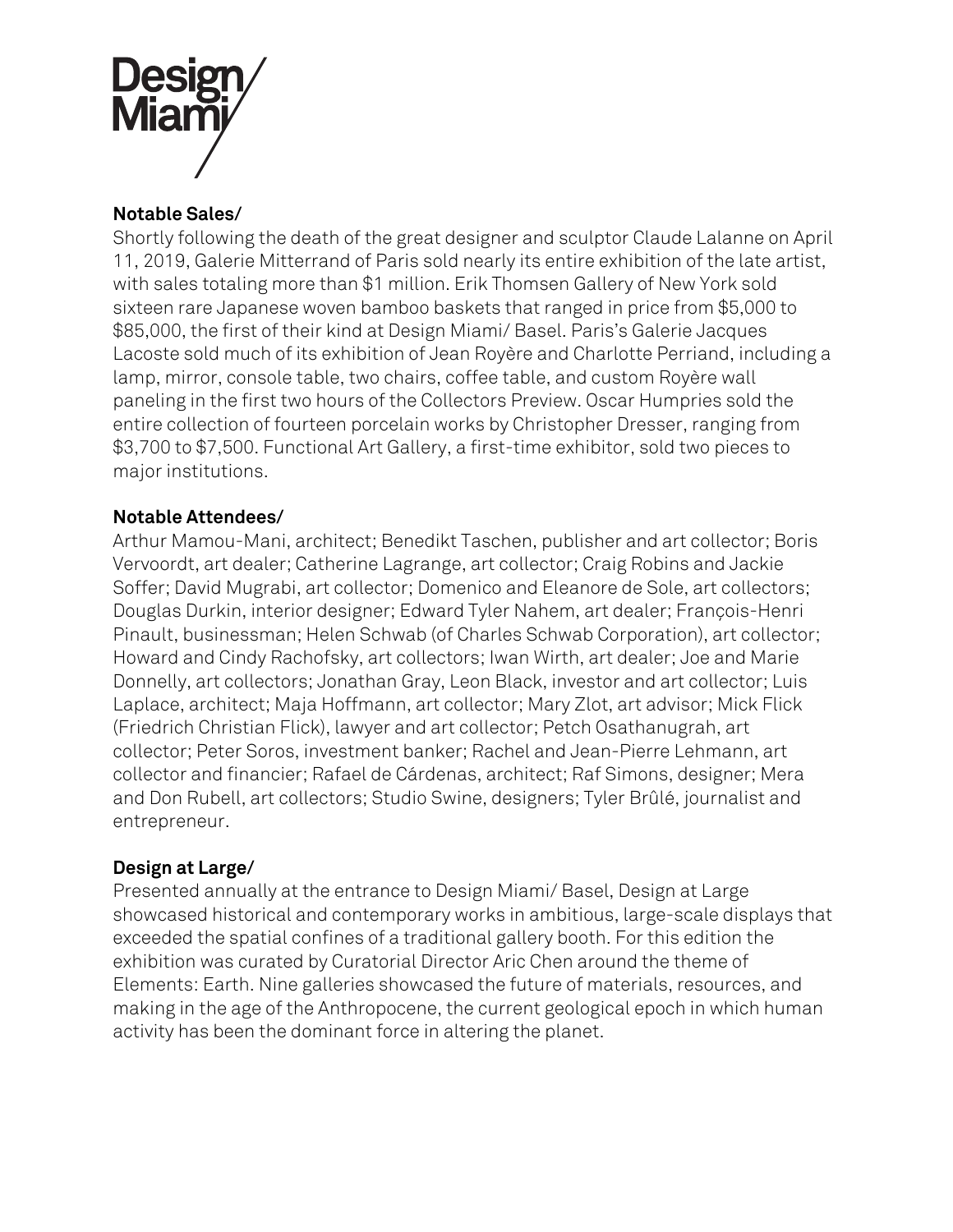Design/ Miami/

**Notable Sales/**

Shortly following the death of the great designer and sculptor Claude Lalanne on April 11, 2019, Galerie Mitterrand of Paris sold nearly its entire exhibition of the late artist, with sales totaling more than $1 million. Erik Thomsen Gallery of New York sold sixteen rare Japanese woven bamboo baskets that ranged in price from $5,000 to $85,000, the first of their kind at Design Miami/ Basel. Paris's Galerie Jacques Lacoste sold much of its exhibition of Jean Royère and Charlotte Perriand, including a lamp, mirror, console table, two chairs, coffee table, and custom Royère wall paneling in the first two hours of the Collectors Preview. Oscar Humpries sold the entire collection of fourteen porcelain works by Christopher Dresser, ranging from $3,700 to $7,500. Functional Art Gallery, a first-time exhibitor, sold two pieces to major institutions.

**Notable Attendees/**

Arthur Mamou-Mani, architect; Benedikt Taschen, publisher and art collector; Boris Vervoordt, art dealer; Catherine Lagrange, art collector; Craig Robins and Jackie Soffer; David Mugrabi, art collector; Domenico and Eleanore de Sole, art collectors; Douglas Durkin, interior designer; Edward Tyler Nahem, art dealer; François-Henri Pinault, businessman; Helen Schwab (of Charles Schwab Corporation), art collector; Howard and Cindy Rachofsky, art collectors; Iwan Wirth, art dealer; Joe and Marie Donnelly, art collectors; Jonathan Gray, Leon Black, investor and art collector; Luis Laplace, architect; Maja Hoffmann, art collector; Mary Zlot, art advisor; Mick Flick (Friedrich Christian Flick), lawyer and art collector; Petch Osathanugrah, art collector; Peter Soros, investment banker; Rachel and Jean-Pierre Lehmann, art collector and financier; Rafael de Cárdenas, architect; Raf Simons, designer; Mera and Don Rubell, art collectors; Studio Swine, designers; Tyler Brûlé, journalist and entrepreneur.

**Design at Large/**

Presented annually at the entrance to Design Miami/ Basel, Design at Large showcased historical and contemporary works in ambitious, large-scale displays that exceeded the spatial confines of a traditional gallery booth. For this edition the exhibition was curated by Curatorial Director Aric Chen around the theme of Elements: Earth. Nine galleries showcased the future of materials, resources, and making in the age of the Anthropocene, the current geological epoch in which human activity has been the dominant force in altering the planet.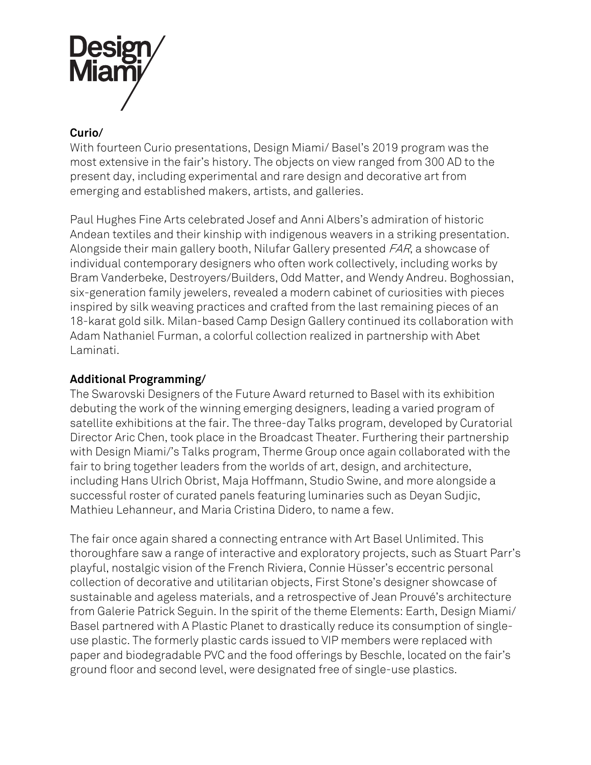## Curio/

With fourteen Curio presentations, Design Miami/ Basel's 2019 program was the most extensive in the fair's history. The objects on view ranged from 300 AD to the present day, including experimental and rare design and decorative art from emerging and established makers, artists, and galleries.

Paul Hughes Fine Arts celebrated Josef and Anni Albers's admiration of historic Andean textiles and their kinship with indigenous weavers in a striking presentation. Alongside their main gallery booth, Nilufar Gallery presented *FAR*, a showcase of individual contemporary designers who often work collectively, including works by Bram Vanderbeke, Destroyers/Builders, Odd Matter, and Wendy Andreu. Boghossian, six-generation family jewelers, revealed a modern cabinet of curiosities with pieces inspired by silk weaving practices and crafted from the last remaining pieces of an 18-karat gold silk. Milan-based Camp Design Gallery continued its collaboration with Adam Nathaniel Furman, a colorful collection realized in partnership with Abet Laminati.

## Additional Programming/

The Swarovski Designers of the Future Award returned to Basel with its exhibition debuting the work of the winning emerging designers, leading a varied program of satellite exhibitions at the fair. The three-day Talks program, developed by Curatorial Director Aric Chen, took place in the Broadcast Theater. Furthering their partnership with Design Miami/'s Talks program, Therme Group once again collaborated with the fair to bring together leaders from the worlds of art, design, and architecture, including Hans Ulrich Obrist, Maja Hoffmann, Studio Swine, and more alongside a successful roster of curated panels featuring luminaries such as Deyan Sudjic, Mathieu Lehanneur, and Maria Cristina Didero, to name a few.

The fair once again shared a connecting entrance with Art Basel Unlimited. This thoroughfare saw a range of interactive and exploratory projects, such as Stuart Parr's playful, nostalgic vision of the French Riviera, Connie Hüsser's eccentric personal collection of decorative and utilitarian objects, First Stone's designer showcase of sustainable and ageless materials, and a retrospective of Jean Prouvé's architecture from Galerie Patrick Seguin. In the spirit of the theme Elements: Earth, Design Miami/ Basel partnered with A Plastic Planet to drastically reduce its consumption of single-use plastic. The formerly plastic cards issued to VIP members were replaced with paper and biodegradable PVC and the food offerings by Beschle, located on the fair's ground floor and second level, were designated free of single-use plastics.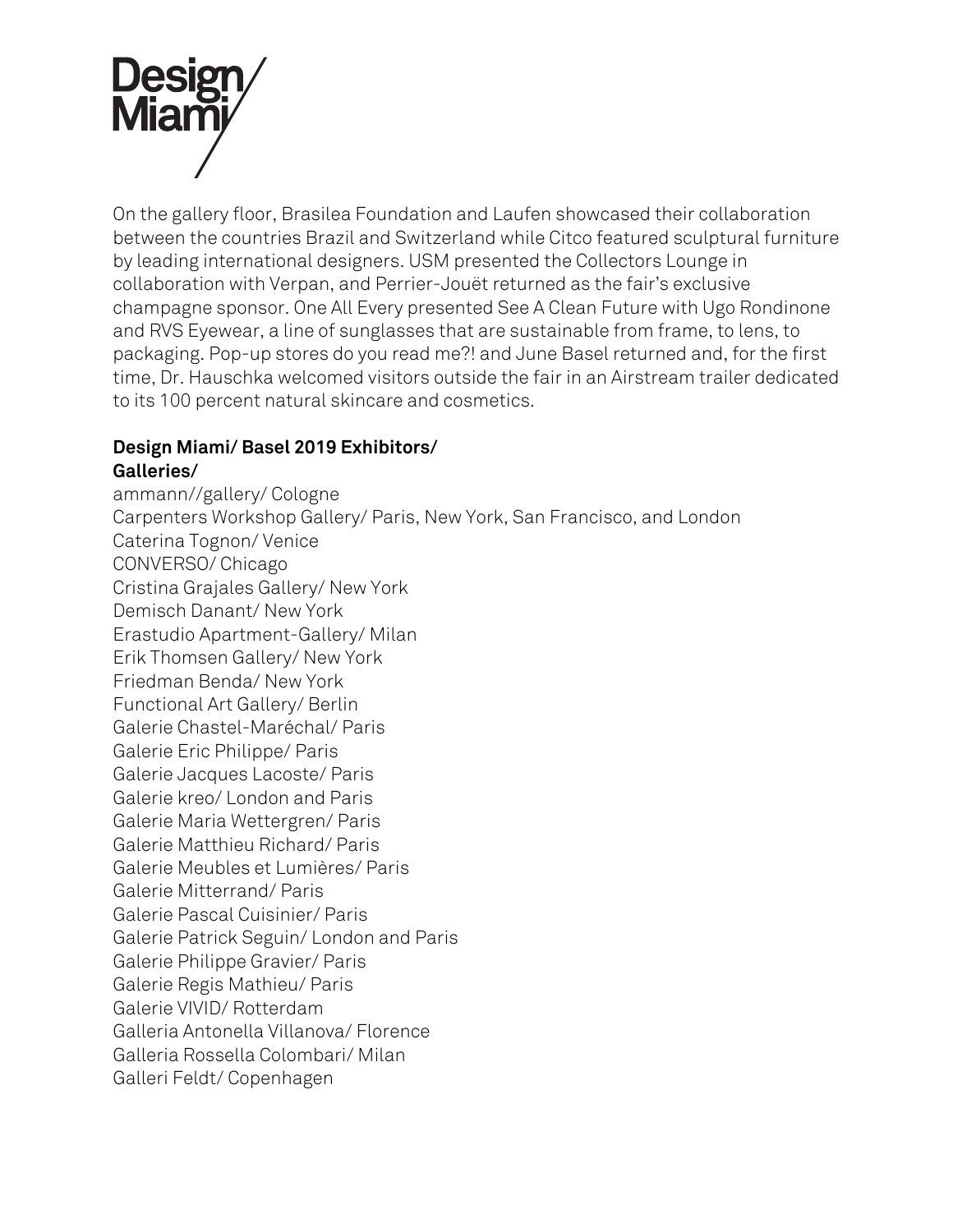On the gallery floor, Brasilea Foundation and Laufen showcased their collaboration between the countries Brazil and Switzerland while Citco featured sculptural furniture by leading international designers. USM presented the Collectors Lounge in collaboration with Verpan, and Perrier-Jouët returned as the fair's exclusive champagne sponsor. One All Every presented See A Clean Future with Ugo Rondinone and RVS Eyewear, a line of sunglasses that are sustainable from frame, to lens, to packaging. Pop-up stores do you read me?! and June Basel returned and, for the first time, Dr. Hauschka welcomed visitors outside the fair in an Airstream trailer dedicated to its 100 percent natural skincare and cosmetics.

**Design Miami/ Basel 2019 Exhibitors/**
**Galleries/**

ammann//gallery/ Cologne
Carpenters Workshop Gallery/ Paris, New York, San Francisco, and London
Caterina Tognon/ Venice
CONVERSO/ Chicago
Cristina Grajales Gallery/ New York
Demisch Danant/ New York
Erastudio Apartment-Gallery/ Milan
Erik Thomsen Gallery/ New York
Friedman Benda/ New York
Functional Art Gallery/ Berlin
Galerie Chastel-Maréchal/ Paris
Galerie Eric Philippe/ Paris
Galerie Jacques Lacoste/ Paris
Galerie kreo/ London and Paris
Galerie Maria Wettergren/ Paris
Galerie Matthieu Richard/ Paris
Galerie Meubles et Lumières/ Paris
Galerie Mitterrand/ Paris
Galerie Pascal Cuisinier/ Paris
Galerie Patrick Seguin/ London and Paris
Galerie Philippe Gravier/ Paris
Galerie Regis Mathieu/ Paris
Galerie VIVID/ Rotterdam
Galleria Antonella Villanova/ Florence
Galleria Rossella Colombari/ Milan
Galleri Feldt/ Copenhagen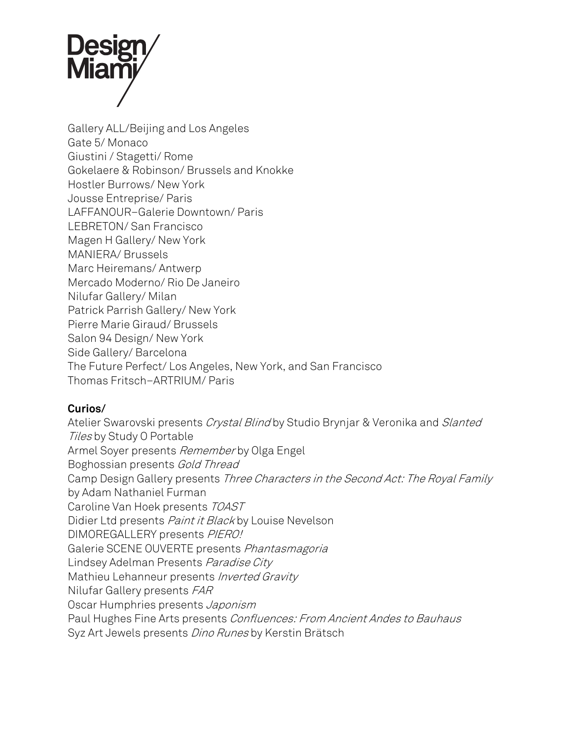Gallery ALL/Beijing and Los Angeles  
Gate 5/ Monaco  
Giustini / Stagetti/ Rome  
Gokelaere & Robinson/ Brussels and Knokke  
Hostler Burrows/ New York  
Jousse Entreprise/ Paris  
LAFFANOUR–Galerie Downtown/ Paris  
LEBRETON/ San Francisco  
Magen H Gallery/ New York  
MANIERA/ Brussels  
Marc Heiremans/ Antwerp  
Mercado Moderno/ Rio De Janeiro  
Nilufar Gallery/ Milan  
Patrick Parrish Gallery/ New York  
Pierre Marie Giraud/ Brussels  
Salon 94 Design/ New York  
Side Gallery/ Barcelona  
The Future Perfect/ Los Angeles, New York, and San Francisco  
Thomas Fritsch–ARTRIUM/ Paris

**Curios/**  
Atelier Swarovski presents *Crystal Blind* by Studio Brynjar & Veronika and *Slanted Tiles* by Study O Portable  
Armel Soyer presents *Remember* by Olga Engel  
Boghossian presents *Gold Thread*  
Camp Design Gallery presents *Three Characters in the Second Act: The Royal Family* by Adam Nathaniel Furman  
Caroline Van Hoek presents *TOAST*  
Didier Ltd presents *Paint it Black* by Louise Nevelson  
DIMOREGALLERY presents *PIERO!*  
Galerie SCENE OUVERTE presents *Phantasmagoria*  
Lindsey Adelman Presents *Paradise City*  
Mathieu Lehanneur presents *Inverted Gravity*  
Nilufar Gallery presents *FAR*  
Oscar Humphries presents *Japonism*  
Paul Hughes Fine Arts presents *Confluences: From Ancient Andes to Bauhaus*  
Syz Art Jewels presents *Dino Runes* by Kerstin Brätsch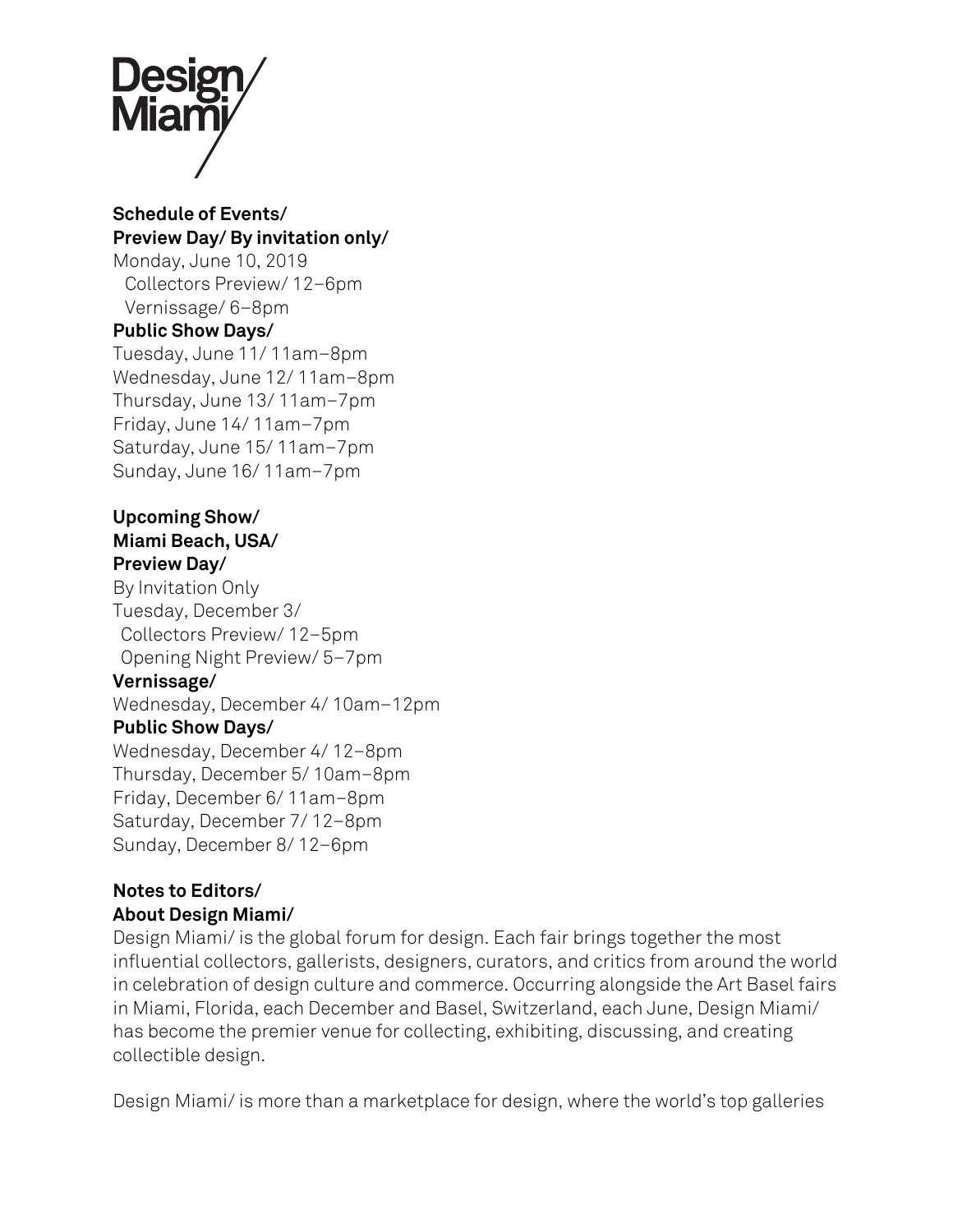Design Miami/

**Schedule of Events/**
**Preview Day/ By invitation only/**
Monday, June 10, 2019
Collectors Preview/ 12–6pm
Vernissage/ 6–8pm
**Public Show Days/**
Tuesday, June 11/ 11am–8pm
Wednesday, June 12/ 11am–8pm
Thursday, June 13/ 11am–7pm
Friday, June 14/ 11am–7pm
Saturday, June 15/ 11am–7pm
Sunday, June 16/ 11am–7pm

**Upcoming Show/**
**Miami Beach, USA/**
**Preview Day/**
By Invitation Only
Tuesday, December 3/
Collectors Preview/ 12–5pm
Opening Night Preview/ 5–7pm
**Vernissage/**
Wednesday, December 4/ 10am–12pm
**Public Show Days/**
Wednesday, December 4/ 12–8pm
Thursday, December 5/ 10am–8pm
Friday, December 6/ 11am–8pm
Saturday, December 7/ 12–8pm
Sunday, December 8/ 12–6pm

**Notes to Editors/**
**About Design Miami/**
Design Miami/ is the global forum for design. Each fair brings together the most influential collectors, gallerists, designers, curators, and critics from around the world in celebration of design culture and commerce. Occurring alongside the Art Basel fairs in Miami, Florida, each December and Basel, Switzerland, each June, Design Miami/ has become the premier venue for collecting, exhibiting, discussing, and creating collectible design.

Design Miami/ is more than a marketplace for design, where the world's top galleries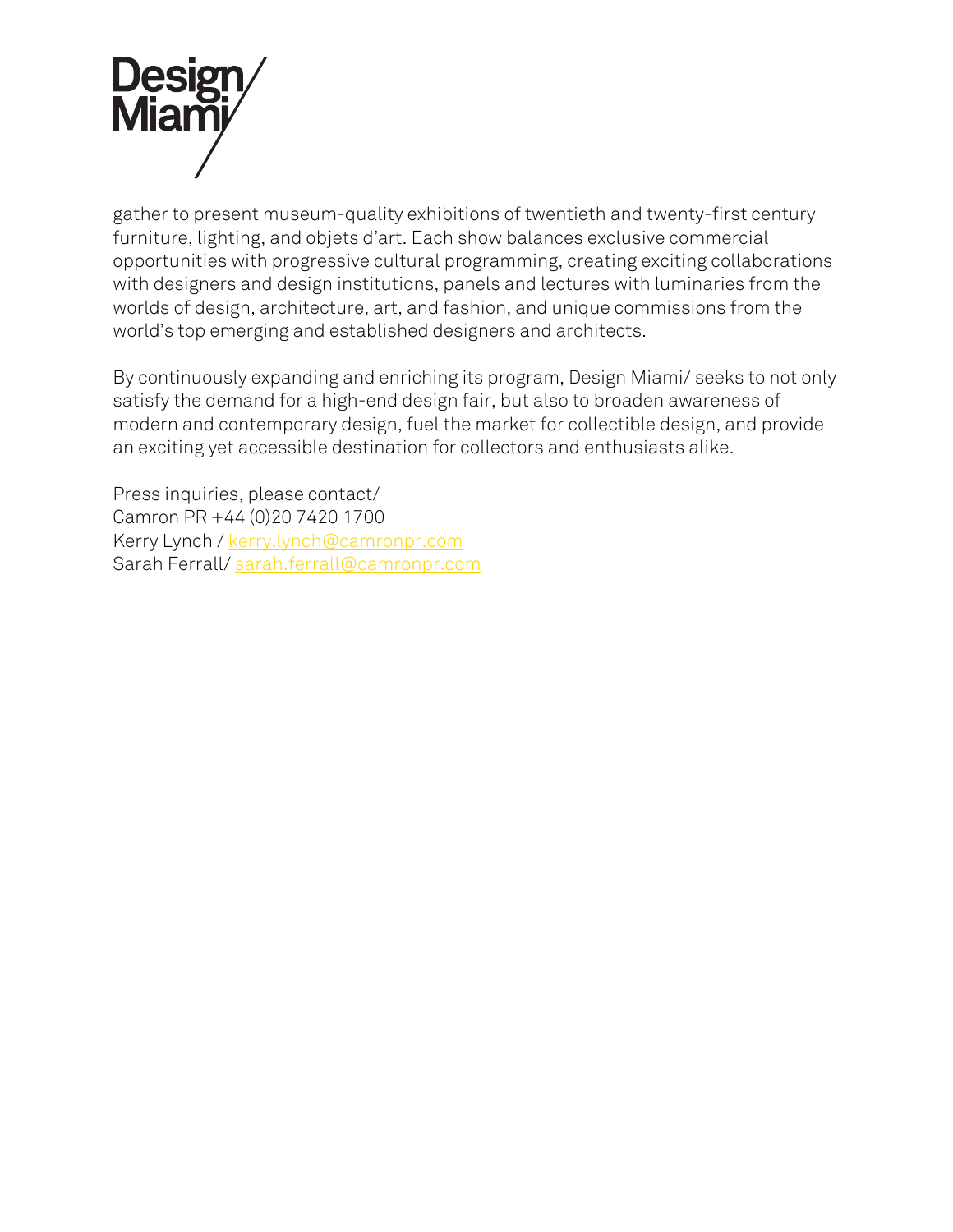gather to present museum-quality exhibitions of twentieth and twenty-first century furniture, lighting, and objets d'art. Each show balances exclusive commercial opportunities with progressive cultural programming, creating exciting collaborations with designers and design institutions, panels and lectures with luminaries from the worlds of design, architecture, art, and fashion, and unique commissions from the world's top emerging and established designers and architects.

By continuously expanding and enriching its program, Design Miami/ seeks to not only satisfy the demand for a high-end design fair, but also to broaden awareness of modern and contemporary design, fuel the market for collectible design, and provide an exciting yet accessible destination for collectors and enthusiasts alike.

Press inquiries, please contact/  
Camron PR +44 (0)20 7420 1700  
Kerry Lynch / kerry.lynch@camronpr.com  
Sarah Ferrall/ sarah.ferrall@camronpr.com